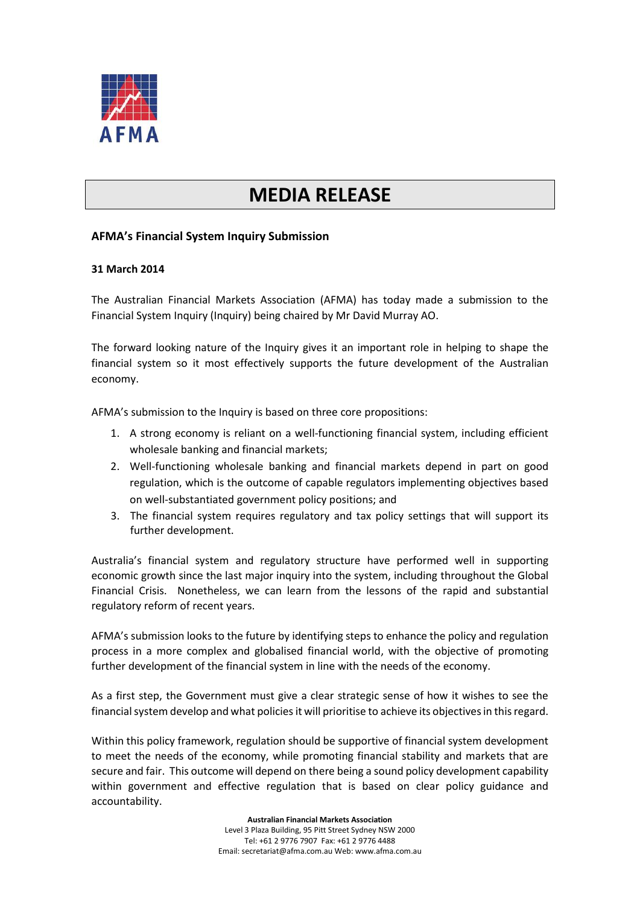AFMA

# MEDIA RELEASE

**AFMA's Financial System Inquiry Submission**

**31 March 2014**

The Australian Financial Markets Association (AFMA) has today made a submission to the Financial System Inquiry (Inquiry) being chaired by Mr David Murray AO.

The forward looking nature of the Inquiry gives it an important role in helping to shape the financial system so it most effectively supports the future development of the Australian economy.

AFMA's submission to the Inquiry is based on three core propositions:

1. A strong economy is reliant on a well-functioning financial system, including efficient wholesale banking and financial markets;
2. Well-functioning wholesale banking and financial markets depend in part on good regulation, which is the outcome of capable regulators implementing objectives based on well-substantiated government policy positions; and
3. The financial system requires regulatory and tax policy settings that will support its further development.

Australia's financial system and regulatory structure have performed well in supporting economic growth since the last major inquiry into the system, including throughout the Global Financial Crisis. Nonetheless, we can learn from the lessons of the rapid and substantial regulatory reform of recent years.

AFMA's submission looks to the future by identifying steps to enhance the policy and regulation process in a more complex and globalised financial world, with the objective of promoting further development of the financial system in line with the needs of the economy.

As a first step, the Government must give a clear strategic sense of how it wishes to see the financial system develop and what policies it will prioritise to achieve its objectives in this regard.

Within this policy framework, regulation should be supportive of financial system development to meet the needs of the economy, while promoting financial stability and markets that are secure and fair. This outcome will depend on there being a sound policy development capability within government and effective regulation that is based on clear policy guidance and accountability.

**Australian Financial Markets Association**
Level 3 Plaza Building, 95 Pitt Street Sydney NSW 2000
Tel: +61 2 9776 7907 Fax: +61 2 9776 4488
Email: secretariat@afma.com.au Web: www.afma.com.au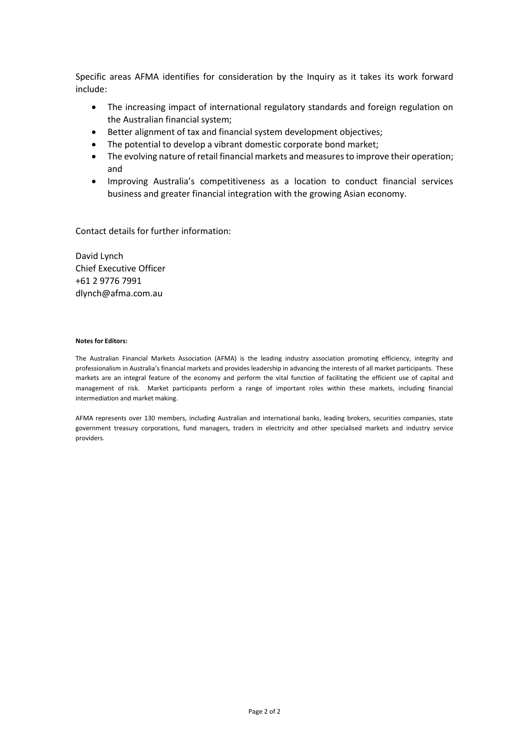Specific areas AFMA identifies for consideration by the Inquiry as it takes its work forward include:

- The increasing impact of international regulatory standards and foreign regulation on the Australian financial system;
- Better alignment of tax and financial system development objectives;
- The potential to develop a vibrant domestic corporate bond market;
- The evolving nature of retail financial markets and measures to improve their operation; and
- Improving Australia's competitiveness as a location to conduct financial services business and greater financial integration with the growing Asian economy.

Contact details for further information:

David Lynch
Chief Executive Officer
+61 2 9776 7991
dlynch@afma.com.au

**Notes for Editors:**

The Australian Financial Markets Association (AFMA) is the leading industry association promoting efficiency, integrity and professionalism in Australia's financial markets and provides leadership in advancing the interests of all market participants. These markets are an integral feature of the economy and perform the vital function of facilitating the efficient use of capital and management of risk. Market participants perform a range of important roles within these markets, including financial intermediation and market making.

AFMA represents over 130 members, including Australian and international banks, leading brokers, securities companies, state government treasury corporations, fund managers, traders in electricity and other specialised markets and industry service providers.